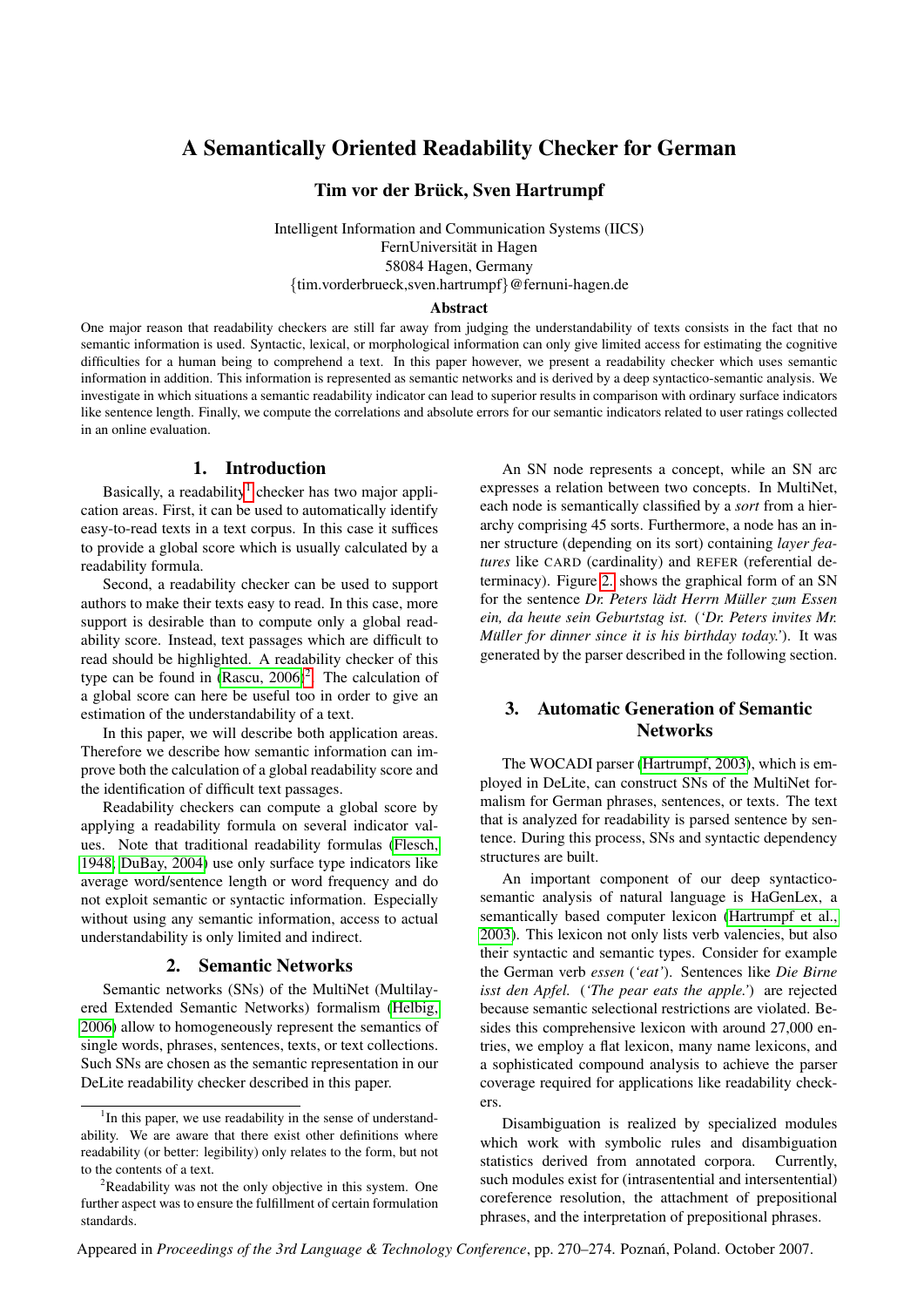# A Semantically Oriented Readability Checker for German

**Tim vor der Brück, Sven Hartrumpf**

Intelligent Information and Communication Systems (IICS)
FernUniversität in Hagen
58084 Hagen, Germany
{tim.vorderbrueck,sven.hartrumpf}@fernuni-hagen.de

## Abstract

One major reason that readability checkers are still far away from judging the understandability of texts consists in the fact that no semantic information is used. Syntactic, lexical, or morphological information can only give limited access for estimating the cognitive difficulties for a human being to comprehend a text. In this paper however, we present a readability checker which uses semantic information in addition. This information is represented as semantic networks and is derived by a deep syntactico-semantic analysis. We investigate in which situations a semantic readability indicator can lead to superior results in comparison with ordinary surface indicators like sentence length. Finally, we compute the correlations and absolute errors for our semantic indicators related to user ratings collected in an online evaluation.

## 1. Introduction

Basically, a readability[1] checker has two major application areas. First, it can be used to automatically identify easy-to-read texts in a text corpus. In this case it suffices to provide a global score which is usually calculated by a readability formula.

Second, a readability checker can be used to support authors to make their texts easy to read. In this case, more support is desirable than to compute only a global readability score. Instead, text passages which are difficult to read should be highlighted. A readability checker of this type can be found in (Rascu, 2006)[2]. The calculation of a global score can here be useful too in order to give an estimation of the understandability of a text.

In this paper, we will describe both application areas. Therefore we describe how semantic information can improve both the calculation of a global readability score and the identification of difficult text passages.

Readability checkers can compute a global score by applying a readability formula on several indicator values. Note that traditional readability formulas (Flesch, 1948; DuBay, 2004) use only surface type indicators like average word/sentence length or word frequency and do not exploit semantic or syntactic information. Especially without using any semantic information, access to actual understandability is only limited and indirect.

## 2. Semantic Networks

Semantic networks (SNs) of the MultiNet (Multilayered Extended Semantic Networks) formalism (Helbig, 2006) allow to homogeneously represent the semantics of single words, phrases, sentences, texts, or text collections. Such SNs are chosen as the semantic representation in our DeLite readability checker described in this paper.

An SN node represents a concept, while an SN arc expresses a relation between two concepts. In MultiNet, each node is semantically classified by a *sort* from a hierarchy comprising 45 sorts. Furthermore, a node has an inner structure (depending on its sort) containing *layer features* like CARD (cardinality) and REFER (referential determinacy). Figure 2. shows the graphical form of an SN for the sentence *Dr. Peters lädt Herrn Müller zum Essen ein, da heute sein Geburtstag ist.* (*'Dr. Peters invites Mr. Müller for dinner since it is his birthday today.'*). It was generated by the parser described in the following section.

## 3. Automatic Generation of Semantic Networks

The WOCADI parser (Hartrumpf, 2003), which is employed in DeLite, can construct SNs of the MultiNet formalism for German phrases, sentences, or texts. The text that is analyzed for readability is parsed sentence by sentence. During this process, SNs and syntactic dependency structures are built.

An important component of our deep syntactico-semantic analysis of natural language is HaGenLex, a semantically based computer lexicon (Hartrumpf et al., 2003). This lexicon not only lists verb valencies, but also their syntactic and semantic types. Consider for example the German verb *essen* (*'eat'*). Sentences like *Die Birne isst den Apfel.* (*'The pear eats the apple.'*) are rejected because semantic selectional restrictions are violated. Besides this comprehensive lexicon with around 27,000 entries, we employ a flat lexicon, many name lexicons, and a sophisticated compound analysis to achieve the parser coverage required for applications like readability checkers.

Disambiguation is realized by specialized modules which work with symbolic rules and disambiguation statistics derived from annotated corpora. Currently, such modules exist for (intrasentential and intersentential) coreference resolution, the attachment of prepositional phrases, and the interpretation of prepositional phrases.

[1] In this paper, we use readability in the sense of understandability. We are aware that there exist other definitions where readability (or better: legibility) only relates to the form, but not to the contents of a text.

[2] Readability was not the only objective in this system. One further aspect was to ensure the fulfillment of certain formulation standards.

Appeared in *Proceedings of the 3rd Language & Technology Conference*, pp. 270–274. Poznań, Poland. October 2007.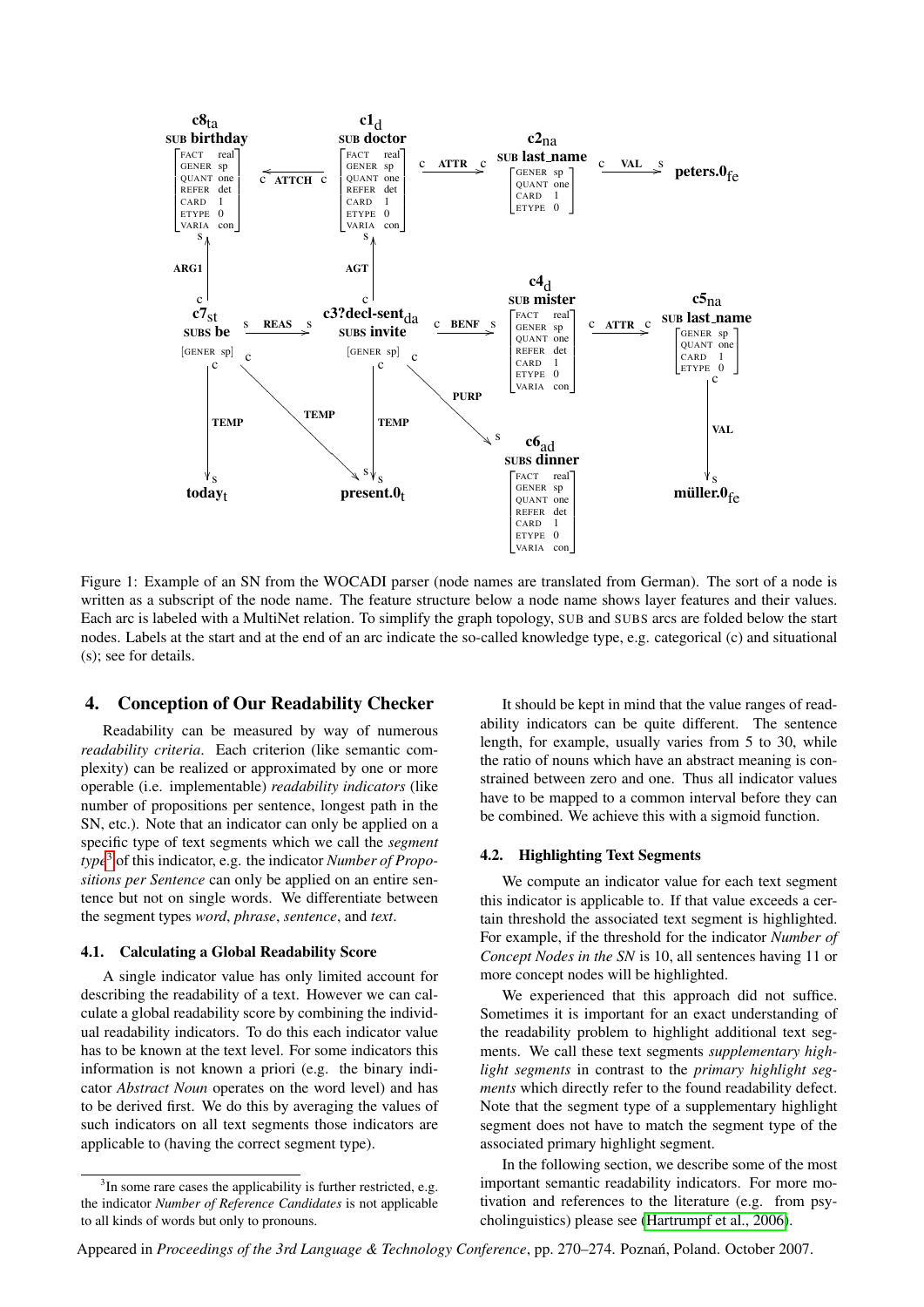Figure 1: Example of an SN from the WOCADI parser (node names are translated from German). The sort of a node is written as a subscript of the node name. The feature structure below a node name shows layer features and their values. Each arc is labeled with a MultiNet relation. To simplify the graph topology, SUB and SUBS arcs are folded below the start nodes. Labels at the start and at the end of an arc indicate the so-called knowledge type, e.g. categorical (c) and situational (s); see for details.

## 4. Conception of Our Readability Checker

Readability can be measured by way of numerous *readability criteria*. Each criterion (like semantic complexity) can be realized or approximated by one or more operable (i.e. implementable) *readability indicators* (like number of propositions per sentence, longest path in the SN, etc.). Note that an indicator can only be applied on a specific type of text segments which we call the *segment type*[3] of this indicator, e.g. the indicator *Number of Propositions per Sentence* can only be applied on an entire sentence but not on single words. We differentiate between the segment types *word*, *phrase*, *sentence*, and *text*.

### 4.1. Calculating a Global Readability Score

A single indicator value has only limited account for describing the readability of a text. However we can calculate a global readability score by combining the individual readability indicators. To do this each indicator value has to be known at the text level. For some indicators this information is not known a priori (e.g. the binary indicator *Abstract Noun* operates on the word level) and has to be derived first. We do this by averaging the values of such indicators on all text segments those indicators are applicable to (having the correct segment type).

It should be kept in mind that the value ranges of readability indicators can be quite different. The sentence length, for example, usually varies from 5 to 30, while the ratio of nouns which have an abstract meaning is constrained between zero and one. Thus all indicator values have to be mapped to a common interval before they can be combined. We achieve this with a sigmoid function.

### 4.2. Highlighting Text Segments

We compute an indicator value for each text segment this indicator is applicable to. If that value exceeds a certain threshold the associated text segment is highlighted. For example, if the threshold for the indicator *Number of Concept Nodes in the SN* is 10, all sentences having 11 or more concept nodes will be highlighted.

We experienced that this approach did not suffice. Sometimes it is important for an exact understanding of the readability problem to highlight additional text segments. We call these text segments *supplementary highlight segments* in contrast to the *primary highlight segments* which directly refer to the found readability defect. Note that the segment type of a supplementary highlight segment does not have to match the segment type of the associated primary highlight segment.

In the following section, we describe some of the most important semantic readability indicators. For more motivation and references to the literature (e.g. from psycholinguistics) please see (Hartrumpf et al., 2006).

[3] In some rare cases the applicability is further restricted, e.g. the indicator *Number of Reference Candidates* is not applicable to all kinds of words but only to pronouns.

Appeared in *Proceedings of the 3rd Language & Technology Conference*, pp. 270–274. Poznań, Poland. October 2007.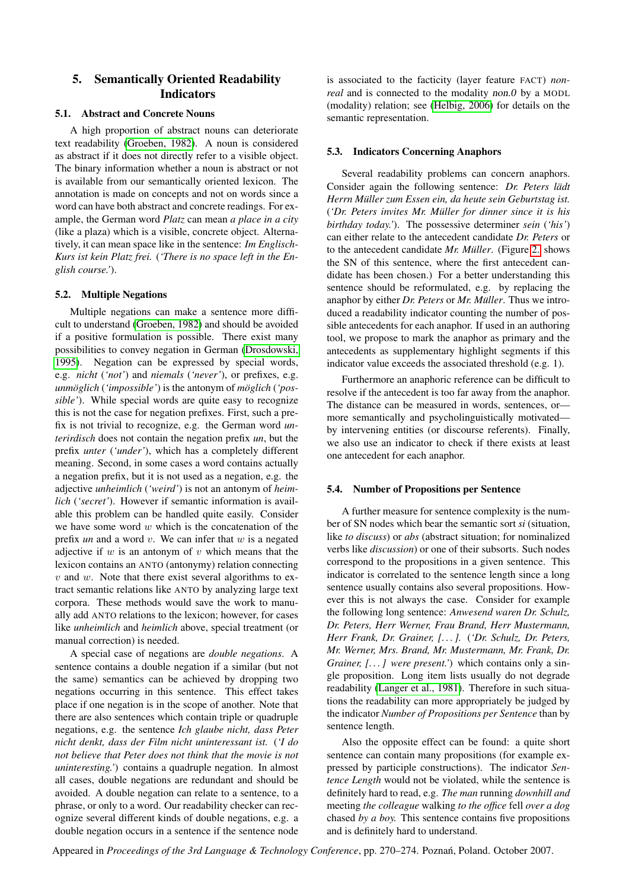## 5. Semantically Oriented Readability Indicators

### 5.1. Abstract and Concrete Nouns

A high proportion of abstract nouns can deteriorate text readability (Groeben, 1982). A noun is considered as abstract if it does not directly refer to a visible object. The binary information whether a noun is abstract or not is available from our semantically oriented lexicon. The annotation is made on concepts and not on words since a word can have both abstract and concrete readings. For example, the German word *Platz* can mean *a place in a city* (like a plaza) which is a visible, concrete object. Alternatively, it can mean space like in the sentence: *Im Englisch-Kurs ist kein Platz frei.* (*'There is no space left in the English course.'*).

### 5.2. Multiple Negations

Multiple negations can make a sentence more difficult to understand (Groeben, 1982) and should be avoided if a positive formulation is possible. There exist many possibilities to convey negation in German (Drosdowski, 1995). Negation can be expressed by special words, e.g. *nicht* (*'not'*) and *niemals* (*'never'*), or prefixes, e.g. *unmöglich* (*'impossible'*) is the antonym of *möglich* (*'possible'*). While special words are quite easy to recognize this is not the case for negation prefixes. First, such a prefix is not trivial to recognize, e.g. the German word *unterirdisch* does not contain the negation prefix *un*, but the prefix *unter* (*'under'*), which has a completely different meaning. Second, in some cases a word contains actually a negation prefix, but it is not used as a negation, e.g. the adjective *unheimlich* (*'weird'*) is not an antonym of *heimlich* (*'secret'*). However if semantic information is available this problem can be handled quite easily. Consider we have some word $w$ which is the concatenation of the prefix *un* and a word $v$. We can infer that $w$ is a negated adjective if $w$ is an antonym of $v$ which means that the lexicon contains an ANTO (antonymy) relation connecting $v$ and $w$. Note that there exist several algorithms to extract semantic relations like ANTO by analyzing large text corpora. These methods would save the work to manually add ANTO relations to the lexicon; however, for cases like *unheimlich* and *heimlich* above, special treatment (or manual correction) is needed.

A special case of negations are *double negations*. A sentence contains a double negation if a similar (but not the same) semantics can be achieved by dropping two negations occurring in this sentence. This effect takes place if one negation is in the scope of another. Note that there are also sentences which contain triple or quadruple negations, e.g. the sentence *Ich glaube nicht, dass Peter nicht denkt, dass der Film nicht uninteressant ist.* (*'I do not believe that Peter does not think that the movie is not uninteresting.'*) contains a quadruple negation. In almost all cases, double negations are redundant and should be avoided. A double negation can relate to a sentence, to a phrase, or only to a word. Our readability checker can recognize several different kinds of double negations, e.g. a double negation occurs in a sentence if the sentence node is associated to the facticity (layer feature FACT) *non-real* and is connected to the modality *non.0* by a MODL (modality) relation; see (Helbig, 2006) for details on the semantic representation.

### 5.3. Indicators Concerning Anaphors

Several readability problems can concern anaphors. Consider again the following sentence: *Dr. Peters lädt Herrn Müller zum Essen ein, da heute sein Geburtstag ist.* (*'Dr. Peters invites Mr. Müller for dinner since it is his birthday today.'*). The possessive determiner *sein* (*'his'*) can either relate to the antecedent candidate *Dr. Peters* or to the antecedent candidate *Mr. Müller*. (Figure 2. shows the SN of this sentence, where the first antecedent candidate has been chosen.) For a better understanding this sentence should be reformulated, e.g. by replacing the anaphor by either *Dr. Peters* or *Mr. Müller*. Thus we introduced a readability indicator counting the number of possible antecedents for each anaphor. If used in an authoring tool, we propose to mark the anaphor as primary and the antecedents as supplementary highlight segments if this indicator value exceeds the associated threshold (e.g. 1).

Furthermore an anaphoric reference can be difficult to resolve if the antecedent is too far away from the anaphor. The distance can be measured in words, sentences, or—more semantically and psycholinguistically motivated—by intervening entities (or discourse referents). Finally, we also use an indicator to check if there exists at least one antecedent for each anaphor.

### 5.4. Number of Propositions per Sentence

A further measure for sentence complexity is the number of SN nodes which bear the semantic sort *si* (situation, like *to discuss*) or *abs* (abstract situation; for nominalized verbs like *discussion*) or one of their subsorts. Such nodes correspond to the propositions in a given sentence. This indicator is correlated to the sentence length since a long sentence usually contains also several propositions. However this is not always the case. Consider for example the following long sentence: *Anwesend waren Dr. Schulz, Dr. Peters, Herr Werner, Frau Brand, Herr Mustermann, Herr Frank, Dr. Grainer, [...].* (*'Dr. Schulz, Dr. Peters, Mr. Werner, Mrs. Brand, Mr. Mustermann, Mr. Frank, Dr. Grainer, [...] were present.'*) which contains only a single proposition. Long item lists usually do not degrade readability (Langer et al., 1981). Therefore in such situations the readability can more appropriately be judged by the indicator *Number of Propositions per Sentence* than by sentence length.

Also the opposite effect can be found: a quite short sentence can contain many propositions (for example expressed by participle constructions). The indicator *Sentence Length* would not be violated, while the sentence is definitely hard to read, e.g. *The man* running *downhill and* meeting *the colleague* walking *to the office* fell *over a dog* chased *by a boy.* This sentence contains five propositions and is definitely hard to understand.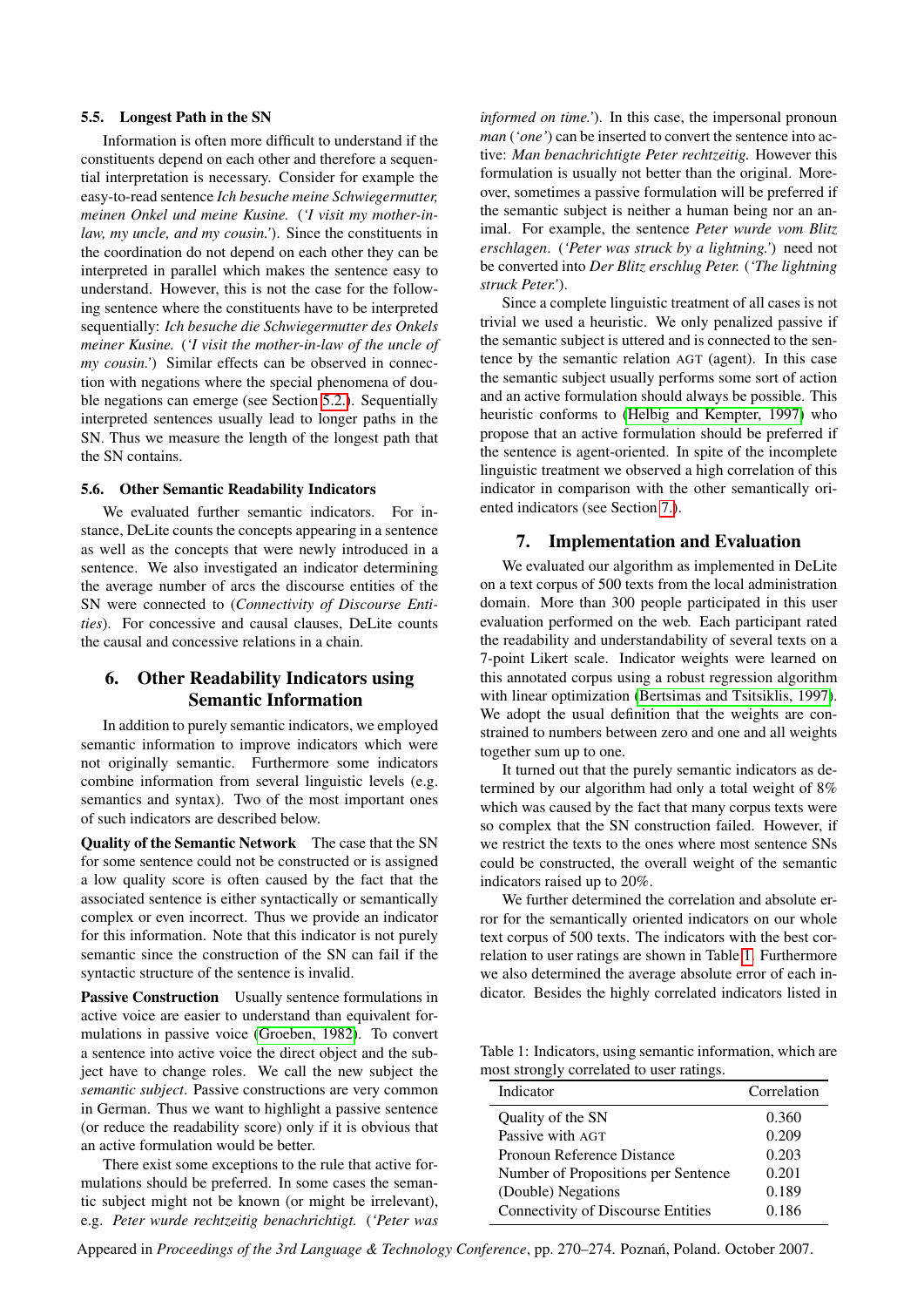### 5.5. Longest Path in the SN

Information is often more difficult to understand if the constituents depend on each other and therefore a sequential interpretation is necessary. Consider for example the easy-to-read sentence *Ich besuche meine Schwiegermutter, meinen Onkel und meine Kusine.* (*'I visit my mother-in-law, my uncle, and my cousin.'*). Since the constituents in the coordination do not depend on each other they can be interpreted in parallel which makes the sentence easy to understand. However, this is not the case for the following sentence where the constituents have to be interpreted sequentially: *Ich besuche die Schwiegermutter des Onkels meiner Kusine.* (*'I visit the mother-in-law of the uncle of my cousin.'*) Similar effects can be observed in connection with negations where the special phenomena of double negations can emerge (see Section 5.2.). Sequentially interpreted sentences usually lead to longer paths in the SN. Thus we measure the length of the longest path that the SN contains.

### 5.6. Other Semantic Readability Indicators

We evaluated further semantic indicators. For instance, DeLite counts the concepts appearing in a sentence as well as the concepts that were newly introduced in a sentence. We also investigated an indicator determining the average number of arcs the discourse entities of the SN were connected to (*Connectivity of Discourse Entities*). For concessive and causal clauses, DeLite counts the causal and concessive relations in a chain.

## 6. Other Readability Indicators using Semantic Information

In addition to purely semantic indicators, we employed semantic information to improve indicators which were not originally semantic. Furthermore some indicators combine information from several linguistic levels (e.g. semantics and syntax). Two of the most important ones of such indicators are described below.

**Quality of the Semantic Network** The case that the SN for some sentence could not be constructed or is assigned a low quality score is often caused by the fact that the associated sentence is either syntactically or semantically complex or even incorrect. Thus we provide an indicator for this information. Note that this indicator is not purely semantic since the construction of the SN can fail if the syntactic structure of the sentence is invalid.

**Passive Construction** Usually sentence formulations in active voice are easier to understand than equivalent formulations in passive voice (Groeben, 1982). To convert a sentence into active voice the direct object and the subject have to change roles. We call the new subject the *semantic subject*. Passive constructions are very common in German. Thus we want to highlight a passive sentence (or reduce the readability score) only if it is obvious that an active formulation would be better.

There exist some exceptions to the rule that active formulations should be preferred. In some cases the semantic subject might not be known (or might be irrelevant), e.g. *Peter wurde rechtzeitig benachrichtigt.* (*'Peter was informed on time.'*). In this case, the impersonal pronoun *man* (*'one'*) can be inserted to convert the sentence into active: *Man benachrichtigte Peter rechtzeitig.* However this formulation is usually not better than the original. Moreover, sometimes a passive formulation will be preferred if the semantic subject is neither a human being nor an animal. For example, the sentence *Peter wurde vom Blitz erschlagen.* (*'Peter was struck by a lightning.'*) need not be converted into *Der Blitz erschlug Peter.* (*'The lightning struck Peter.'*).

Since a complete linguistic treatment of all cases is not trivial we used a heuristic. We only penalized passive if the semantic subject is uttered and is connected to the sentence by the semantic relation AGT (agent). In this case the semantic subject usually performs some sort of action and an active formulation should always be possible. This heuristic conforms to (Helbig and Kempter, 1997) who propose that an active formulation should be preferred if the sentence is agent-oriented. In spite of the incomplete linguistic treatment we observed a high correlation of this indicator in comparison with the other semantically oriented indicators (see Section 7.).

## 7. Implementation and Evaluation

We evaluated our algorithm as implemented in DeLite on a text corpus of 500 texts from the local administration domain. More than 300 people participated in this user evaluation performed on the web. Each participant rated the readability and understandability of several texts on a 7-point Likert scale. Indicator weights were learned on this annotated corpus using a robust regression algorithm with linear optimization (Bertsimas and Tsitsiklis, 1997). We adopt the usual definition that the weights are constrained to numbers between zero and one and all weights together sum up to one.

It turned out that the purely semantic indicators as determined by our algorithm had only a total weight of 8% which was caused by the fact that many corpus texts were so complex that the SN construction failed. However, if we restrict the texts to the ones where most sentence SNs could be constructed, the overall weight of the semantic indicators raised up to 20%.

We further determined the correlation and absolute error for the semantically oriented indicators on our whole text corpus of 500 texts. The indicators with the best correlation to user ratings are shown in Table 1. Furthermore we also determined the average absolute error of each indicator. Besides the highly correlated indicators listed in

Table 1: Indicators, using semantic information, which are most strongly correlated to user ratings.

| Indicator | Correlation |
|---|---|
| Quality of the SN | 0.360 |
| Passive with AGT | 0.209 |
| Pronoun Reference Distance | 0.203 |
| Number of Propositions per Sentence | 0.201 |
| (Double) Negations | 0.189 |
| Connectivity of Discourse Entities | 0.186 |

Appeared in *Proceedings of the 3rd Language & Technology Conference*, pp. 270–274. Poznań, Poland. October 2007.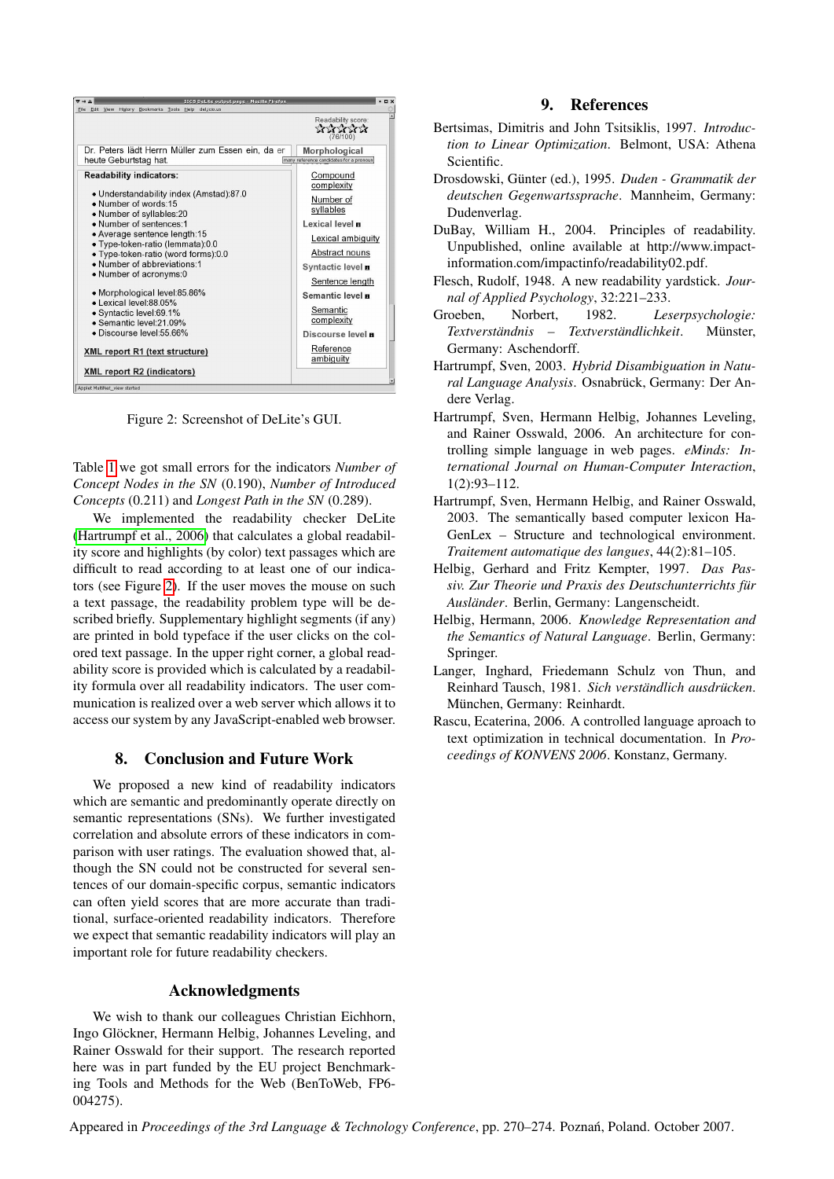Figure 2: Screenshot of DeLite's GUI.

Table 1 we got small errors for the indicators *Number of Concept Nodes in the SN* (0.190), *Number of Introduced Concepts* (0.211) and *Longest Path in the SN* (0.289).

We implemented the readability checker DeLite (Hartrumpf et al., 2006) that calculates a global readability score and highlights (by color) text passages which are difficult to read according to at least one of our indicators (see Figure 2). If the user moves the mouse on such a text passage, the readability problem type will be described briefly. Supplementary highlight segments (if any) are printed in bold typeface if the user clicks on the colored text passage. In the upper right corner, a global readability score is provided which is calculated by a readability formula over all readability indicators. The user communication is realized over a web server which allows it to access our system by any JavaScript-enabled web browser.

## 8. Conclusion and Future Work

We proposed a new kind of readability indicators which are semantic and predominantly operate directly on semantic representations (SNs). We further investigated correlation and absolute errors of these indicators in comparison with user ratings. The evaluation showed that, although the SN could not be constructed for several sentences of our domain-specific corpus, semantic indicators can often yield scores that are more accurate than traditional, surface-oriented readability indicators. Therefore we expect that semantic readability indicators will play an important role for future readability checkers.

## Acknowledgments

We wish to thank our colleagues Christian Eichhorn, Ingo Glöckner, Hermann Helbig, Johannes Leveling, and Rainer Osswald for their support. The research reported here was in part funded by the EU project Benchmarking Tools and Methods for the Web (BenToWeb, FP6-004275).

## 9. References

Bertsimas, Dimitris and John Tsitsiklis, 1997. *Introduction to Linear Optimization*. Belmont, USA: Athena Scientific.

Drosdowski, Günter (ed.), 1995. *Duden - Grammatik der deutschen Gegenwartssprache*. Mannheim, Germany: Dudenverlag.

DuBay, William H., 2004. Principles of readability. Unpublished, online available at http://www.impact-information.com/impactinfo/readability02.pdf.

Flesch, Rudolf, 1948. A new readability yardstick. *Journal of Applied Psychology*, 32:221–233.

Groeben, Norbert, 1982. *Leserpsychologie: Textverständnis – Textverständlichkeit*. Münster, Germany: Aschendorff.

Hartrumpf, Sven, 2003. *Hybrid Disambiguation in Natural Language Analysis*. Osnabrück, Germany: Der Andere Verlag.

Hartrumpf, Sven, Hermann Helbig, Johannes Leveling, and Rainer Osswald, 2006. An architecture for controlling simple language in web pages. *eMinds: International Journal on Human-Computer Interaction*, 1(2):93–112.

Hartrumpf, Sven, Hermann Helbig, and Rainer Osswald, 2003. The semantically based computer lexicon HaGenLex – Structure and technological environment. *Traitement automatique des langues*, 44(2):81–105.

Helbig, Gerhard and Fritz Kempter, 1997. *Das Passiv. Zur Theorie und Praxis des Deutschunterrichts für Ausländer*. Berlin, Germany: Langenscheidt.

Helbig, Hermann, 2006. *Knowledge Representation and the Semantics of Natural Language*. Berlin, Germany: Springer.

Langer, Inghard, Friedemann Schulz von Thun, and Reinhard Tausch, 1981. *Sich verständlich ausdrücken*. München, Germany: Reinhardt.

Rascu, Ecaterina, 2006. A controlled language aproach to text optimization in technical documentation. In *Proceedings of KONVENS 2006*. Konstanz, Germany.

Appeared in *Proceedings of the 3rd Language & Technology Conference*, pp. 270–274. Poznań, Poland. October 2007.